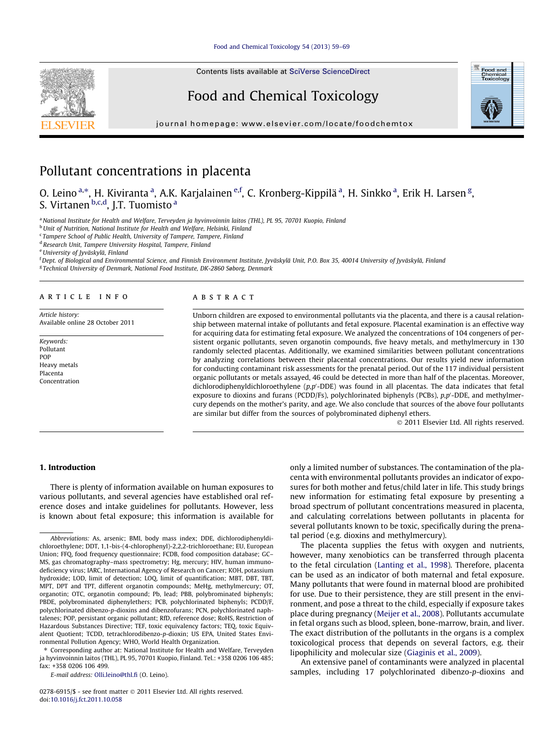# Pollutant concentrations in placenta

O. Leino [a,*], H. Kiviranta [a], A.K. Karjalainen [e,f], C. Kronberg-Kippilä [a], H. Sinkko [a], Erik H. Larsen [g], S. Virtanen [b,c,d], J.T. Tuomisto [a]

[a] National Institute for Health and Welfare, Terveyden ja hyvinvoinnin laitos (THL), PL 95, 70701 Kuopio, Finland
[b] Unit of Nutrition, National Institute for Health and Welfare, Helsinki, Finland
[c] Tampere School of Public Health, University of Tampere, Tampere, Finland
[d] Research Unit, Tampere University Hospital, Tampere, Finland
[e] University of Jyväskylä, Finland
[f] Dept. of Biological and Environmental Science, and Finnish Environment Institute, Jyväskylä Unit, P.O. Box 35, 40014 University of Jyväskylä, Finland
[g] Technical University of Denmark, National Food Institute, DK-2860 Søborg, Denmark

## ARTICLE INFO

*Article history:*
Available online 28 October 2011

*Keywords:*
Pollutant
POP
Heavy metals
Placenta
Concentration

## ABSTRACT

Unborn children are exposed to environmental pollutants via the placenta, and there is a causal relationship between maternal intake of pollutants and fetal exposure. Placental examination is an effective way for acquiring data for estimating fetal exposure. We analyzed the concentrations of 104 congeners of persistent organic pollutants, seven organotin compounds, five heavy metals, and methylmercury in 130 randomly selected placentas. Additionally, we examined similarities between pollutant concentrations by analyzing correlations between their placental concentrations. Our results yield new information for conducting contaminant risk assessments for the prenatal period. Out of the 117 individual persistent organic pollutants or metals assayed, 46 could be detected in more than half of the placentas. Moreover, dichlorodiphenyldichloroethylene (*p,p*′-DDE) was found in all placentas. The data indicates that fetal exposure to dioxins and furans (PCDD/Fs), polychlorinated biphenyls (PCBs), *p,p*′-DDE, and methylmercury depends on the mother's parity, and age. We also conclude that sources of the above four pollutants are similar but differ from the sources of polybrominated diphenyl ethers.

© 2011 Elsevier Ltd. All rights reserved.

## 1. Introduction

There is plenty of information available on human exposures to various pollutants, and several agencies have established oral reference doses and intake guidelines for pollutants. However, less is known about fetal exposure; this information is available for only a limited number of substances. The contamination of the placenta with environmental pollutants provides an indicator of exposures for both mother and fetus/child later in life. This study brings new information for estimating fetal exposure by presenting a broad spectrum of pollutant concentrations measured in placenta, and calculating correlations between pollutants in placenta for several pollutants known to be toxic, specifically during the prenatal period (e.g. dioxins and methylmercury).

The placenta supplies the fetus with oxygen and nutrients, however, many xenobiotics can be transferred through placenta to the fetal circulation (Lanting et al., 1998). Therefore, placenta can be used as an indicator of both maternal and fetal exposure. Many pollutants that were found in maternal blood are prohibited for use. Due to their persistence, they are still present in the environment, and pose a threat to the child, especially if exposure takes place during pregnancy (Meijer et al., 2008). Pollutants accumulate in fetal organs such as blood, spleen, bone-marrow, brain, and liver. The exact distribution of the pollutants in the organs is a complex toxicological process that depends on several factors, e.g. their lipophilicity and molecular size (Giaginis et al., 2009).

An extensive panel of contaminants were analyzed in placental samples, including 17 polychlorinated dibenzo-*p*-dioxins and

---

*Abbreviations:* As, arsenic; BMI, body mass index; DDE, dichlorodiphenyldichloroethylene; DDT, 1,1-bis-(4-chlorophenyl)-2,2,2-trichloroethane; EU, European Union; FFQ, food frequency questionnaire; FCDB, food composition database; GC–MS, gas chromatography–mass spectrometry; Hg, mercury; HIV, human immunodeficiency virus; IARC, International Agency of Research on Cancer; KOH, potassium hydroxide; LOD, limit of detection; LOQ, limit of quantification; MBT, DBT, TBT, MPT, DPT and TPT, different organotin compounds; MeHg, methylmercury; OT, organotin; OTC, organotin compound; Pb, lead; PBB, polybrominated biphenyls; PBDE, polybrominated diphenylethers; PCB, polychlorinated biphenyls; PCDD/F, polychlorinated dibenzo-*p*-dioxins and dibenzofurans; PCN, polychlorinated naphtalenes; POP, persistant organic pollutant; RfD, reference dose; RoHS, Restriction of Hazardous Substances Directive; TEF, toxic equivalency factors; TEQ, toxic Equivalent Quotient; TCDD, tetrachlorodibenzo-*p*-dioxin; US EPA, United States Environmental Pollution Agency; WHO, World Health Organization.

\* Corresponding author at: National Institute for Health and Welfare, Terveyden ja hyvinvoinnin laitos (THL), PL 95, 70701 Kuopio, Finland. Tel.: +358 0206 106 485; fax: +358 0206 106 499.

*E-mail address:* Olli.leino@thl.fi (O. Leino).

0278-6915/$ - see front matter © 2011 Elsevier Ltd. All rights reserved.
doi:10.1016/j.fct.2011.10.058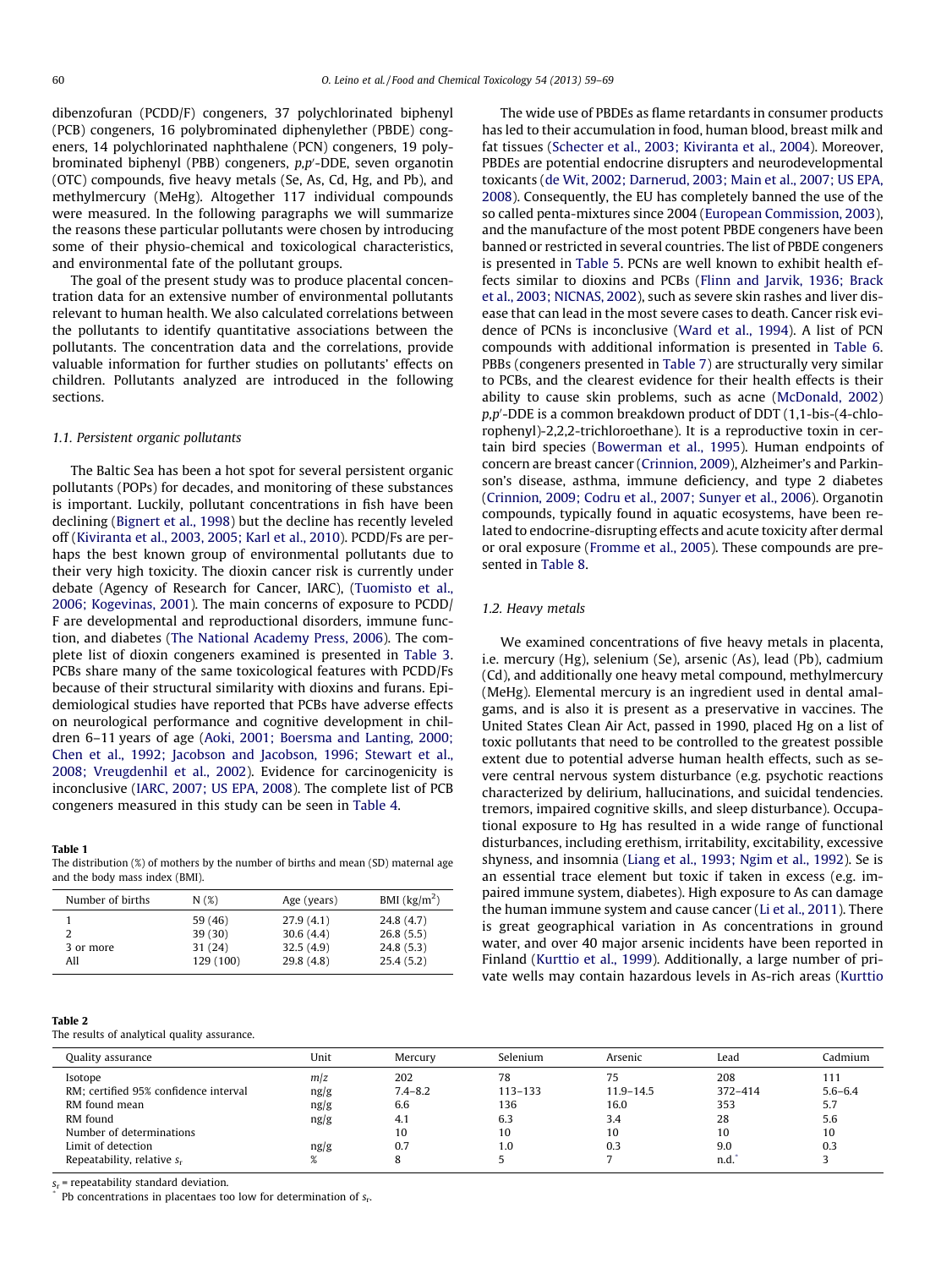dibenzofuran (PCDD/F) congeners, 37 polychlorinated biphenyl (PCB) congeners, 16 polybrominated diphenylether (PBDE) congeners, 14 polychlorinated naphthalene (PCN) congeners, 19 polybrominated biphenyl (PBB) congeners, $p,p'$-DDE, seven organotin (OTC) compounds, five heavy metals (Se, As, Cd, Hg, and Pb), and methylmercury (MeHg). Altogether 117 individual compounds were measured. In the following paragraphs we will summarize the reasons these particular pollutants were chosen by introducing some of their physio-chemical and toxicological characteristics, and environmental fate of the pollutant groups.

The goal of the present study was to produce placental concentration data for an extensive number of environmental pollutants relevant to human health. We also calculated correlations between the pollutants to identify quantitative associations between the pollutants. The concentration data and the correlations, provide valuable information for further studies on pollutants' effects on children. Pollutants analyzed are introduced in the following sections.

### 1.1. Persistent organic pollutants

The Baltic Sea has been a hot spot for several persistent organic pollutants (POPs) for decades, and monitoring of these substances is important. Luckily, pollutant concentrations in fish have been declining (Bignert et al., 1998) but the decline has recently leveled off (Kiviranta et al., 2003, 2005; Karl et al., 2010). PCDD/Fs are perhaps the best known group of environmental pollutants due to their very high toxicity. The dioxin cancer risk is currently under debate (Agency of Research for Cancer, IARC), (Tuomisto et al., 2006; Kogevinas, 2001). The main concerns of exposure to PCDD/F are developmental and reproductional disorders, immune function, and diabetes (The National Academy Press, 2006). The complete list of dioxin congeners examined is presented in Table 3. PCBs share many of the same toxicological features with PCDD/Fs because of their structural similarity with dioxins and furans. Epidemiological studies have reported that PCBs have adverse effects on neurological performance and cognitive development in children 6–11 years of age (Aoki, 2001; Boersma and Lanting, 2000; Chen et al., 1992; Jacobson and Jacobson, 1996; Stewart et al., 2008; Vreugdenhil et al., 2002). Evidence for carcinogenicity is inconclusive (IARC, 2007; US EPA, 2008). The complete list of PCB congeners measured in this study can be seen in Table 4.

**Table 1**
The distribution (%) of mothers by the number of births and mean (SD) maternal age and the body mass index (BMI).

| Number of births | N (%) | Age (years) | BMI (kg/m$^2$) |
|---|---|---|---|
| 1 | 59 (46) | 27.9 (4.1) | 24.8 (4.7) |
| 2 | 39 (30) | 30.6 (4.4) | 26.8 (5.5) |
| 3 or more | 31 (24) | 32.5 (4.9) | 24.8 (5.3) |
| All | 129 (100) | 29.8 (4.8) | 25.4 (5.2) |

The wide use of PBDEs as flame retardants in consumer products has led to their accumulation in food, human blood, breast milk and fat tissues (Schecter et al., 2003; Kiviranta et al., 2004). Moreover, PBDEs are potential endocrine disrupters and neurodevelopmental toxicants (de Wit, 2002; Darnerud, 2003; Main et al., 2007; US EPA, 2008). Consequently, the EU has completely banned the use of the so called penta-mixtures since 2004 (European Commission, 2003), and the manufacture of the most potent PBDE congeners have been banned or restricted in several countries. The list of PBDE congeners is presented in Table 5. PCNs are well known to exhibit health effects similar to dioxins and PCBs (Flinn and Jarvik, 1936; Brack et al., 2003; NICNAS, 2002), such as severe skin rashes and liver disease that can lead in the most severe cases to death. Cancer risk evidence of PCNs is inconclusive (Ward et al., 1994). A list of PCN compounds with additional information is presented in Table 6. PBBs (congeners presented in Table 7) are structurally very similar to PCBs, and the clearest evidence for their health effects is their ability to cause skin problems, such as acne (McDonald, 2002) $p,p'$-DDE is a common breakdown product of DDT (1,1-bis-(4-chlorophenyl)-2,2,2-trichloroethane). It is a reproductive toxin in certain bird species (Bowerman et al., 1995). Human endpoints of concern are breast cancer (Crinnion, 2009), Alzheimer's and Parkinson's disease, asthma, immune deficiency, and type 2 diabetes (Crinnion, 2009; Codru et al., 2007; Sunyer et al., 2006). Organotin compounds, typically found in aquatic ecosystems, have been related to endocrine-disrupting effects and acute toxicity after dermal or oral exposure (Fromme et al., 2005). These compounds are presented in Table 8.

### 1.2. Heavy metals

We examined concentrations of five heavy metals in placenta, i.e. mercury (Hg), selenium (Se), arsenic (As), lead (Pb), cadmium (Cd), and additionally one heavy metal compound, methylmercury (MeHg). Elemental mercury is an ingredient used in dental amalgams, and is also it is present as a preservative in vaccines. The United States Clean Air Act, passed in 1990, placed Hg on a list of toxic pollutants that need to be controlled to the greatest possible extent due to potential adverse human health effects, such as severe central nervous system disturbance (e.g. psychotic reactions characterized by delirium, hallucinations, and suicidal tendencies. tremors, impaired cognitive skills, and sleep disturbance). Occupational exposure to Hg has resulted in a wide range of functional disturbances, including erethism, irritability, excitability, excessive shyness, and insomnia (Liang et al., 1993; Ngim et al., 1992). Se is an essential trace element but toxic if taken in excess (e.g. impaired immune system, diabetes). High exposure to As can damage the human immune system and cause cancer (Li et al., 2011). There is great geographical variation in As concentrations in ground water, and over 40 major arsenic incidents have been reported in Finland (Kurttio et al., 1999). Additionally, a large number of private wells may contain hazardous levels in As-rich areas (Kurttio

**Table 2**
The results of analytical quality assurance.

| Quality assurance | Unit | Mercury | Selenium | Arsenic | Lead | Cadmium |
|---|---|---|---|---|---|---|
| Isotope | $m/z$ | 202 | 78 | 75 | 208 | 111 |
| RM; certified 95% confidence interval | ng/g | 7.4–8.2 | 113–133 | 11.9–14.5 | 372–414 | 5.6–6.4 |
| RM found mean | ng/g | 6.6 | 136 | 16.0 | 353 | 5.7 |
| RM found | ng/g | 4.1 | 6.3 | 3.4 | 28 | 5.6 |
| Number of determinations | | 10 | 10 | 10 | 10 | 10 |
| Limit of detection | ng/g | 0.7 | 1.0 | 0.3 | 9.0 | 0.3 |
| Repeatability, relative $s_r$ | % | 8 | 5 | 7 | n.d.* | 3 |

$s_r$ = repeatability standard deviation.
\* Pb concentrations in placentaes too low for determination of $s_r$.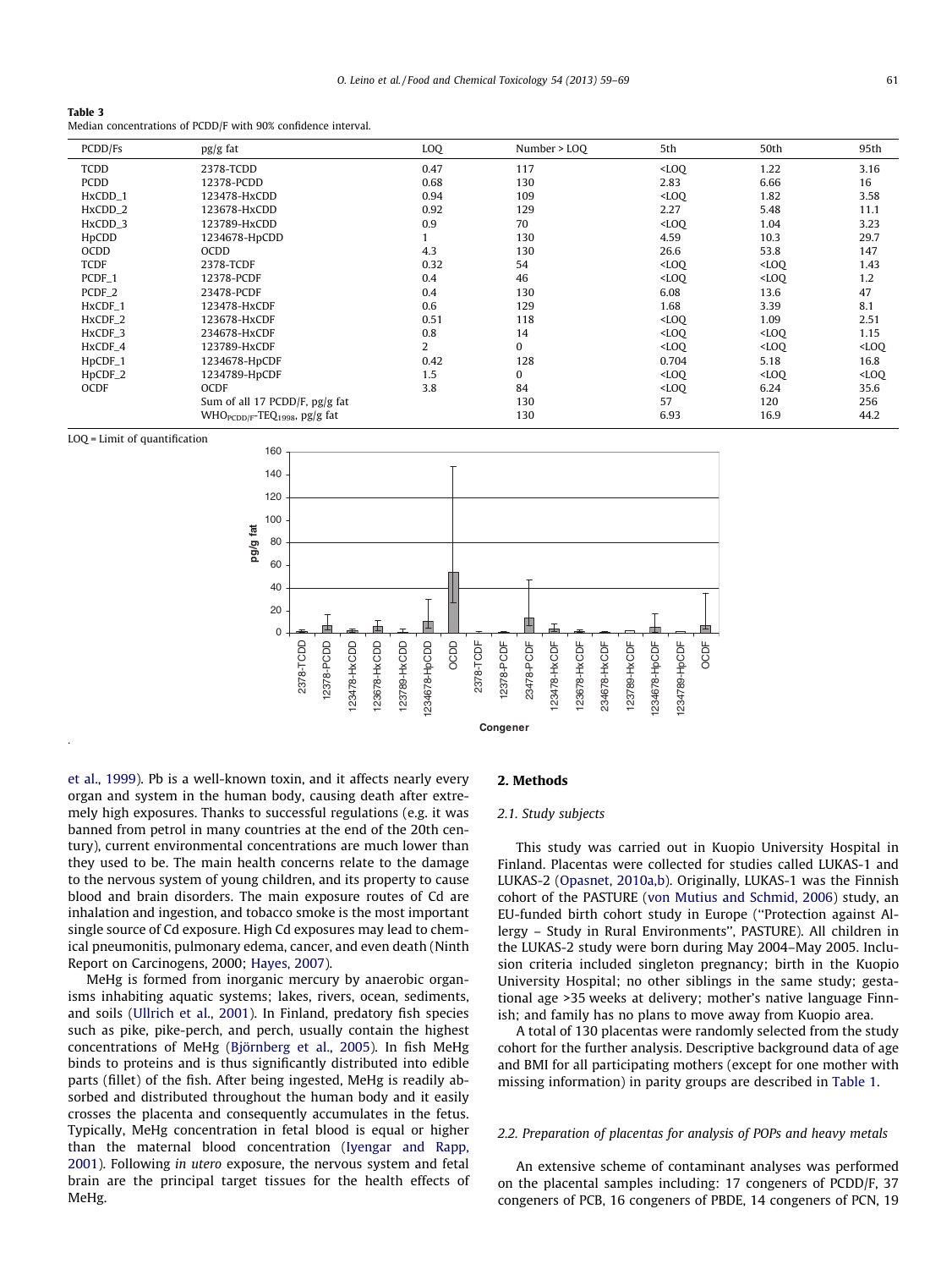**Table 3**
Median concentrations of PCDD/F with 90% confidence interval.

| PCDD/Fs | pg/g fat | LOQ | Number > LOQ | 5th | 50th | 95th |
|---|---|---|---|---|---|---|
| TCDD | 2378-TCDD | 0.47 | 117 | <LOQ | 1.22 | 3.16 |
| PCDD | 12378-PCDD | 0.68 | 130 | 2.83 | 6.66 | 16 |
| HxCDD_1 | 123478-HxCDD | 0.94 | 109 | <LOQ | 1.82 | 3.58 |
| HxCDD_2 | 123678-HxCDD | 0.92 | 129 | 2.27 | 5.48 | 11.1 |
| HxCDD_3 | 123789-HxCDD | 0.9 | 70 | <LOQ | 1.04 | 3.23 |
| HpCDD | 1234678-HpCDD | 1 | 130 | 4.59 | 10.3 | 29.7 |
| OCDD | OCDD | 4.3 | 130 | 26.6 | 53.8 | 147 |
| TCDF | 2378-TCDF | 0.32 | 54 | <LOQ | <LOQ | 1.43 |
| PCDF_1 | 12378-PCDF | 0.4 | 46 | <LOQ | <LOQ | 1.2 |
| PCDF_2 | 23478-PCDF | 0.4 | 130 | 6.08 | 13.6 | 47 |
| HxCDF_1 | 123478-HxCDF | 0.6 | 129 | 1.68 | 3.39 | 8.1 |
| HxCDF_2 | 123678-HxCDF | 0.51 | 118 | <LOQ | 1.09 | 2.51 |
| HxCDF_3 | 234678-HxCDF | 0.8 | 14 | <LOQ | <LOQ | 1.15 |
| HxCDF_4 | 123789-HxCDF | 2 | 0 | <LOQ | <LOQ | <LOQ |
| HpCDF_1 | 1234678-HpCDF | 0.42 | 128 | 0.704 | 5.18 | 16.8 |
| HpCDF_2 | 1234789-HpCDF | 1.5 | 0 | <LOQ | <LOQ | <LOQ |
| OCDF | OCDF | 3.8 | 84 | <LOQ | 6.24 | 35.6 |
| | Sum of all 17 PCDD/F, pg/g fat | | 130 | 57 | 120 | 256 |
| | $WHO_{PCDD/F}$-$TEQ_{1998}$, pg/g fat | | 130 | 6.93 | 16.9 | 44.2 |

LOQ = Limit of quantification

et al., 1999). Pb is a well-known toxin, and it affects nearly every organ and system in the human body, causing death after extremely high exposures. Thanks to successful regulations (e.g. it was banned from petrol in many countries at the end of the 20th century), current environmental concentrations are much lower than they used to be. The main health concerns relate to the damage to the nervous system of young children, and its property to cause blood and brain disorders. The main exposure routes of Cd are inhalation and ingestion, and tobacco smoke is the most important single source of Cd exposure. High Cd exposures may lead to chemical pneumonitis, pulmonary edema, cancer, and even death (Ninth Report on Carcinogens, 2000; Hayes, 2007).

MeHg is formed from inorganic mercury by anaerobic organisms inhabiting aquatic systems; lakes, rivers, ocean, sediments, and soils (Ullrich et al., 2001). In Finland, predatory fish species such as pike, pike-perch, and perch, usually contain the highest concentrations of MeHg (Björnberg et al., 2005). In fish MeHg binds to proteins and is thus significantly distributed into edible parts (fillet) of the fish. After being ingested, MeHg is readily absorbed and distributed throughout the human body and it easily crosses the placenta and consequently accumulates in the fetus. Typically, MeHg concentration in fetal blood is equal or higher than the maternal blood concentration (Iyengar and Rapp, 2001). Following *in utero* exposure, the nervous system and fetal brain are the principal target tissues for the health effects of MeHg.

## 2. Methods

### 2.1. Study subjects

This study was carried out in Kuopio University Hospital in Finland. Placentas were collected for studies called LUKAS-1 and LUKAS-2 (Opasnet, 2010a,b). Originally, LUKAS-1 was the Finnish cohort of the PASTURE (von Mutius and Schmid, 2006) study, an EU-funded birth cohort study in Europe (''Protection against Allergy – Study in Rural Environments'', PASTURE). All children in the LUKAS-2 study were born during May 2004–May 2005. Inclusion criteria included singleton pregnancy; birth in the Kuopio University Hospital; no other siblings in the same study; gestational age >35 weeks at delivery; mother's native language Finnish; and family has no plans to move away from Kuopio area.

A total of 130 placentas were randomly selected from the study cohort for the further analysis. Descriptive background data of age and BMI for all participating mothers (except for one mother with missing information) in parity groups are described in Table 1.

### 2.2. Preparation of placentas for analysis of POPs and heavy metals

An extensive scheme of contaminant analyses was performed on the placental samples including: 17 congeners of PCDD/F, 37 congeners of PCB, 16 congeners of PBDE, 14 congeners of PCN, 19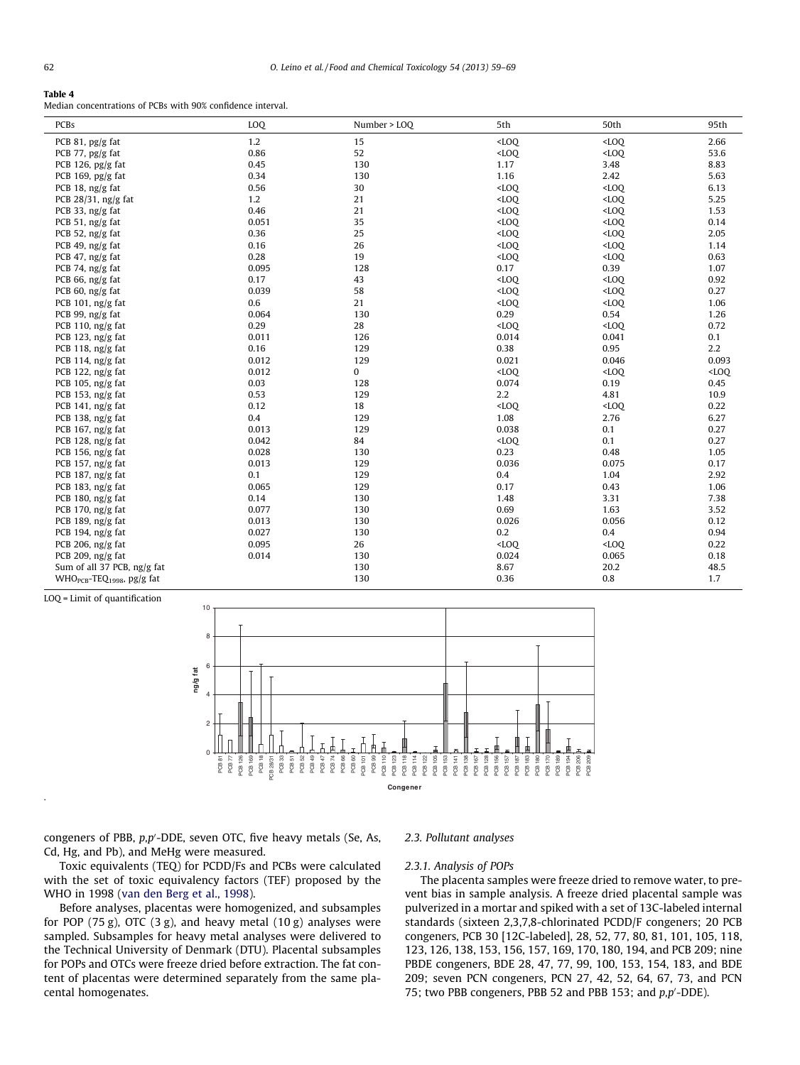**Table 4**
Median concentrations of PCBs with 90% confidence interval.

| PCBs | LOQ | Number > LOQ | 5th | 50th | 95th |
|---|---|---|---|---|---|
| PCB 81, pg/g fat | 1.2 | 15 | <LOQ | <LOQ | 2.66 |
| PCB 77, pg/g fat | 0.86 | 52 | <LOQ | <LOQ | 53.6 |
| PCB 126, pg/g fat | 0.45 | 130 | 1.17 | 3.48 | 8.83 |
| PCB 169, pg/g fat | 0.34 | 130 | 1.16 | 2.42 | 5.63 |
| PCB 18, ng/g fat | 0.56 | 30 | <LOQ | <LOQ | 6.13 |
| PCB 28/31, ng/g fat | 1.2 | 21 | <LOQ | <LOQ | 5.25 |
| PCB 33, ng/g fat | 0.46 | 21 | <LOQ | <LOQ | 1.53 |
| PCB 51, ng/g fat | 0.051 | 35 | <LOQ | <LOQ | 0.14 |
| PCB 52, ng/g fat | 0.36 | 25 | <LOQ | <LOQ | 2.05 |
| PCB 49, ng/g fat | 0.16 | 26 | <LOQ | <LOQ | 1.14 |
| PCB 47, ng/g fat | 0.28 | 19 | <LOQ | <LOQ | 0.63 |
| PCB 74, ng/g fat | 0.095 | 128 | 0.17 | 0.39 | 1.07 |
| PCB 66, ng/g fat | 0.17 | 43 | <LOQ | <LOQ | 0.92 |
| PCB 60, ng/g fat | 0.039 | 58 | <LOQ | <LOQ | 0.27 |
| PCB 101, ng/g fat | 0.6 | 21 | <LOQ | <LOQ | 1.06 |
| PCB 99, ng/g fat | 0.064 | 130 | 0.29 | 0.54 | 1.26 |
| PCB 110, ng/g fat | 0.29 | 28 | <LOQ | <LOQ | 0.72 |
| PCB 123, ng/g fat | 0.011 | 126 | 0.014 | 0.041 | 0.1 |
| PCB 118, ng/g fat | 0.16 | 129 | 0.38 | 0.95 | 2.2 |
| PCB 114, ng/g fat | 0.012 | 129 | 0.021 | 0.046 | 0.093 |
| PCB 122, ng/g fat | 0.012 | 0 | <LOQ | <LOQ | <LOQ |
| PCB 105, ng/g fat | 0.03 | 128 | 0.074 | 0.19 | 0.45 |
| PCB 153, ng/g fat | 0.53 | 129 | 2.2 | 4.81 | 10.9 |
| PCB 141, ng/g fat | 0.12 | 18 | <LOQ | <LOQ | 0.22 |
| PCB 138, ng/g fat | 0.4 | 129 | 1.08 | 2.76 | 6.27 |
| PCB 167, ng/g fat | 0.013 | 129 | 0.038 | 0.1 | 0.27 |
| PCB 128, ng/g fat | 0.042 | 84 | <LOQ | 0.1 | 0.27 |
| PCB 156, ng/g fat | 0.028 | 130 | 0.23 | 0.48 | 1.05 |
| PCB 157, ng/g fat | 0.013 | 129 | 0.036 | 0.075 | 0.17 |
| PCB 187, ng/g fat | 0.1 | 129 | 0.4 | 1.04 | 2.92 |
| PCB 183, ng/g fat | 0.065 | 129 | 0.17 | 0.43 | 1.06 |
| PCB 180, ng/g fat | 0.14 | 130 | 1.48 | 3.31 | 7.38 |
| PCB 170, ng/g fat | 0.077 | 130 | 0.69 | 1.63 | 3.52 |
| PCB 189, ng/g fat | 0.013 | 130 | 0.026 | 0.056 | 0.12 |
| PCB 194, ng/g fat | 0.027 | 130 | 0.2 | 0.4 | 0.94 |
| PCB 206, ng/g fat | 0.095 | 26 | <LOQ | <LOQ | 0.22 |
| PCB 209, ng/g fat | 0.014 | 130 | 0.024 | 0.065 | 0.18 |
| Sum of all 37 PCB, ng/g fat | | 130 | 8.67 | 20.2 | 48.5 |
| $WHO_{PCB}$-$TEQ_{1998}$, pg/g fat | | 130 | 0.36 | 0.8 | 1.7 |

LOQ = Limit of quantification

congeners of PBB, *p,p′*-DDE, seven OTC, five heavy metals (Se, As, Cd, Hg, and Pb), and MeHg were measured.

Toxic equivalents (TEQ) for PCDD/Fs and PCBs were calculated with the set of toxic equivalency factors (TEF) proposed by the WHO in 1998 (van den Berg et al., 1998).

Before analyses, placentas were homogenized, and subsamples for POP (75 g), OTC (3 g), and heavy metal (10 g) analyses were sampled. Subsamples for heavy metal analyses were delivered to the Technical University of Denmark (DTU). Placental subsamples for POPs and OTCs were freeze dried before extraction. The fat content of placentas were determined separately from the same placental homogenates.

### 2.3. Pollutant analyses

#### 2.3.1. Analysis of POPs

The placenta samples were freeze dried to remove water, to prevent bias in sample analysis. A freeze dried placental sample was pulverized in a mortar and spiked with a set of 13C-labeled internal standards (sixteen 2,3,7,8-chlorinated PCDD/F congeners; 20 PCB congeners, PCB 30 [12C-labeled], 28, 52, 77, 80, 81, 101, 105, 118, 123, 126, 138, 153, 156, 157, 169, 170, 180, 194, and PCB 209; nine PBDE congeners, BDE 28, 47, 77, 99, 100, 153, 154, 183, and BDE 209; seven PCN congeners, PCN 27, 42, 52, 64, 67, 73, and PCN 75; two PBB congeners, PBB 52 and PBB 153; and *p,p′*-DDE).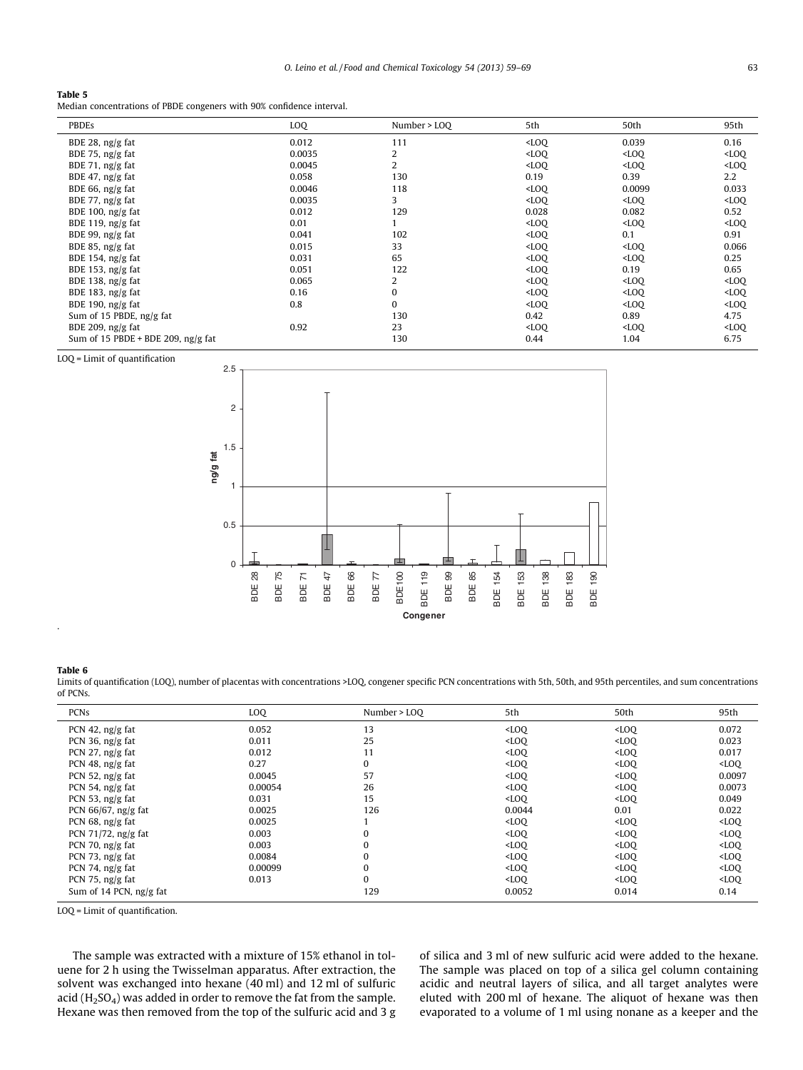**Table 5**
Median concentrations of PBDE congeners with 90% confidence interval.

| PBDEs | LOQ | Number > LOQ | 5th | 50th | 95th |
|---|---|---|---|---|---|
| BDE 28, ng/g fat | 0.012 | 111 | <LOQ | 0.039 | 0.16 |
| BDE 75, ng/g fat | 0.0035 | 2 | <LOQ | <LOQ | <LOQ |
| BDE 71, ng/g fat | 0.0045 | 2 | <LOQ | <LOQ | <LOQ |
| BDE 47, ng/g fat | 0.058 | 130 | 0.19 | 0.39 | 2.2 |
| BDE 66, ng/g fat | 0.0046 | 118 | <LOQ | 0.0099 | 0.033 |
| BDE 77, ng/g fat | 0.0035 | 3 | <LOQ | <LOQ | <LOQ |
| BDE 100, ng/g fat | 0.012 | 129 | 0.028 | 0.082 | 0.52 |
| BDE 119, ng/g fat | 0.01 | 1 | <LOQ | <LOQ | <LOQ |
| BDE 99, ng/g fat | 0.041 | 102 | <LOQ | 0.1 | 0.91 |
| BDE 85, ng/g fat | 0.015 | 33 | <LOQ | <LOQ | 0.066 |
| BDE 154, ng/g fat | 0.031 | 65 | <LOQ | <LOQ | 0.25 |
| BDE 153, ng/g fat | 0.051 | 122 | <LOQ | 0.19 | 0.65 |
| BDE 138, ng/g fat | 0.065 | 2 | <LOQ | <LOQ | <LOQ |
| BDE 183, ng/g fat | 0.16 | 0 | <LOQ | <LOQ | <LOQ |
| BDE 190, ng/g fat | 0.8 | 0 | <LOQ | <LOQ | <LOQ |
| Sum of 15 PBDE, ng/g fat | | 130 | 0.42 | 0.89 | 4.75 |
| BDE 209, ng/g fat | 0.92 | 23 | <LOQ | <LOQ | <LOQ |
| Sum of 15 PBDE + BDE 209, ng/g fat | | 130 | 0.44 | 1.04 | 6.75 |

LOQ = Limit of quantification

**Table 6**
Limits of quantification (LOQ), number of placentas with concentrations >LOQ, congener specific PCN concentrations with 5th, 50th, and 95th percentiles, and sum concentrations of PCNs.

| PCNs | LOQ | Number > LOQ | 5th | 50th | 95th |
|---|---|---|---|---|---|
| PCN 42, ng/g fat | 0.052 | 13 | <LOQ | <LOQ | 0.072 |
| PCN 36, ng/g fat | 0.011 | 25 | <LOQ | <LOQ | 0.023 |
| PCN 27, ng/g fat | 0.012 | 11 | <LOQ | <LOQ | 0.017 |
| PCN 48, ng/g fat | 0.27 | 0 | <LOQ | <LOQ | <LOQ |
| PCN 52, ng/g fat | 0.0045 | 57 | <LOQ | <LOQ | 0.0097 |
| PCN 54, ng/g fat | 0.00054 | 26 | <LOQ | <LOQ | 0.0073 |
| PCN 53, ng/g fat | 0.031 | 15 | <LOQ | <LOQ | 0.049 |
| PCN 66/67, ng/g fat | 0.0025 | 126 | 0.0044 | 0.01 | 0.022 |
| PCN 68, ng/g fat | 0.0025 | 1 | <LOQ | <LOQ | <LOQ |
| PCN 71/72, ng/g fat | 0.003 | 0 | <LOQ | <LOQ | <LOQ |
| PCN 70, ng/g fat | 0.003 | 0 | <LOQ | <LOQ | <LOQ |
| PCN 73, ng/g fat | 0.0084 | 0 | <LOQ | <LOQ | <LOQ |
| PCN 74, ng/g fat | 0.00099 | 0 | <LOQ | <LOQ | <LOQ |
| PCN 75, ng/g fat | 0.013 | 0 | <LOQ | <LOQ | <LOQ |
| Sum of 14 PCN, ng/g fat | | 129 | 0.0052 | 0.014 | 0.14 |

LOQ = Limit of quantification.

The sample was extracted with a mixture of 15% ethanol in toluene for 2 h using the Twisselman apparatus. After extraction, the solvent was exchanged into hexane (40 ml) and 12 ml of sulfuric acid ($H_2SO_4$) was added in order to remove the fat from the sample. Hexane was then removed from the top of the sulfuric acid and 3 g of silica and 3 ml of new sulfuric acid were added to the hexane. The sample was placed on top of a silica gel column containing acidic and neutral layers of silica, and all target analytes were eluted with 200 ml of hexane. The aliquot of hexane was then evaporated to a volume of 1 ml using nonane as a keeper and the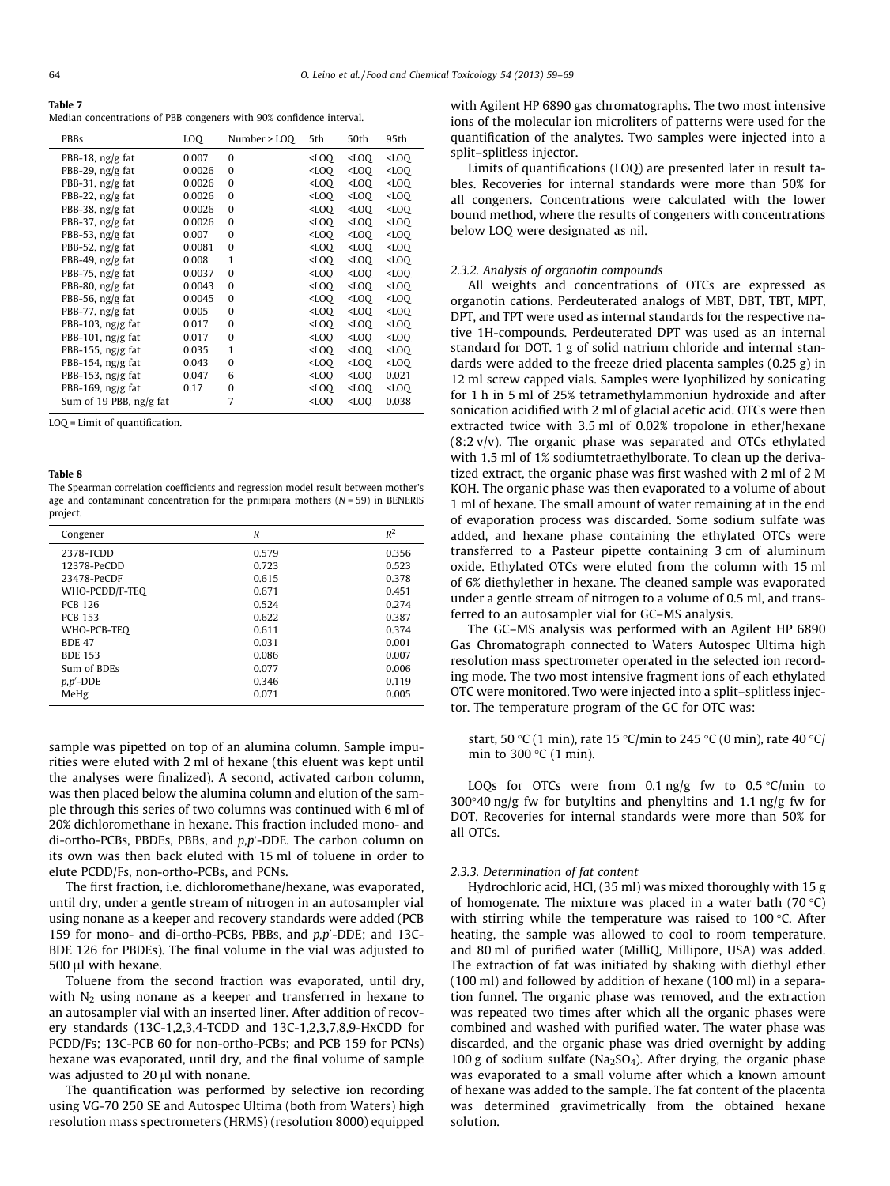**Table 7**
Median concentrations of PBB congeners with 90% confidence interval.

| PBBs | LOQ | Number > LOQ | 5th | 50th | 95th |
|---|---|---|---|---|---|
| PBB-18, ng/g fat | 0.007 | 0 | <LOQ | <LOQ | <LOQ |
| PBB-29, ng/g fat | 0.0026 | 0 | <LOQ | <LOQ | <LOQ |
| PBB-31, ng/g fat | 0.0026 | 0 | <LOQ | <LOQ | <LOQ |
| PBB-22, ng/g fat | 0.0026 | 0 | <LOQ | <LOQ | <LOQ |
| PBB-38, ng/g fat | 0.0026 | 0 | <LOQ | <LOQ | <LOQ |
| PBB-37, ng/g fat | 0.0026 | 0 | <LOQ | <LOQ | <LOQ |
| PBB-53, ng/g fat | 0.007 | 0 | <LOQ | <LOQ | <LOQ |
| PBB-52, ng/g fat | 0.0081 | 0 | <LOQ | <LOQ | <LOQ |
| PBB-49, ng/g fat | 0.008 | 1 | <LOQ | <LOQ | <LOQ |
| PBB-75, ng/g fat | 0.0037 | 0 | <LOQ | <LOQ | <LOQ |
| PBB-80, ng/g fat | 0.0043 | 0 | <LOQ | <LOQ | <LOQ |
| PBB-56, ng/g fat | 0.0045 | 0 | <LOQ | <LOQ | <LOQ |
| PBB-77, ng/g fat | 0.005 | 0 | <LOQ | <LOQ | <LOQ |
| PBB-103, ng/g fat | 0.017 | 0 | <LOQ | <LOQ | <LOQ |
| PBB-101, ng/g fat | 0.017 | 0 | <LOQ | <LOQ | <LOQ |
| PBB-155, ng/g fat | 0.035 | 1 | <LOQ | <LOQ | <LOQ |
| PBB-154, ng/g fat | 0.043 | 0 | <LOQ | <LOQ | <LOQ |
| PBB-153, ng/g fat | 0.047 | 6 | <LOQ | <LOQ | 0.021 |
| PBB-169, ng/g fat | 0.17 | 0 | <LOQ | <LOQ | <LOQ |
| Sum of 19 PBB, ng/g fat | | 7 | <LOQ | <LOQ | 0.038 |

LOQ = Limit of quantification.

**Table 8**
The Spearman correlation coefficients and regression model result between mother's age and contaminant concentration for the primipara mothers ($N = 59$) in BENERIS project.

| Congener | $R$ | $R^2$ |
|---|---|---|
| 2378-TCDD | 0.579 | 0.356 |
| 12378-PeCDD | 0.723 | 0.523 |
| 23478-PeCDF | 0.615 | 0.378 |
| WHO-PCDD/F-TEQ | 0.671 | 0.451 |
| PCB 126 | 0.524 | 0.274 |
| PCB 153 | 0.622 | 0.387 |
| WHO-PCB-TEQ | 0.611 | 0.374 |
| BDE 47 | 0.031 | 0.001 |
| BDE 153 | 0.086 | 0.007 |
| Sum of BDEs | 0.077 | 0.006 |
| *p,p'*-DDE | 0.346 | 0.119 |
| MeHg | 0.071 | 0.005 |

sample was pipetted on top of an alumina column. Sample impurities were eluted with 2 ml of hexane (this eluent was kept until the analyses were finalized). A second, activated carbon column, was then placed below the alumina column and elution of the sample through this series of two columns was continued with 6 ml of 20% dichloromethane in hexane. This fraction included mono- and di-ortho-PCBs, PBDEs, PBBs, and *p,p'*-DDE. The carbon column on its own was then back eluted with 15 ml of toluene in order to elute PCDD/Fs, non-ortho-PCBs, and PCNs.

The first fraction, i.e. dichloromethane/hexane, was evaporated, until dry, under a gentle stream of nitrogen in an autosampler vial using nonane as a keeper and recovery standards were added (PCB 159 for mono- and di-ortho-PCBs, PBBs, and *p,p'*-DDE; and 13C-BDE 126 for PBDEs). The final volume in the vial was adjusted to 500 µl with hexane.

Toluene from the second fraction was evaporated, until dry, with $N_2$ using nonane as a keeper and transferred in hexane to an autosampler vial with an inserted liner. After addition of recovery standards (13C-1,2,3,4-TCDD and 13C-1,2,3,7,8,9-HxCDD for PCDD/Fs; 13C-PCB 60 for non-ortho-PCBs; and PCB 159 for PCNs) hexane was evaporated, until dry, and the final volume of sample was adjusted to 20 µl with nonane.

The quantification was performed by selective ion recording using VG-70 250 SE and Autospec Ultima (both from Waters) high resolution mass spectrometers (HRMS) (resolution 8000) equipped with Agilent HP 6890 gas chromatographs. The two most intensive ions of the molecular ion microliters of patterns were used for the quantification of the analytes. Two samples were injected into a split–splitless injector.

Limits of quantifications (LOQ) are presented later in result tables. Recoveries for internal standards were more than 50% for all congeners. Concentrations were calculated with the lower bound method, where the results of congeners with concentrations below LOQ were designated as nil.

### 2.3.2. Analysis of organotin compounds

All weights and concentrations of OTCs are expressed as organotin cations. Perdeuterated analogs of MBT, DBT, TBT, MPT, DPT, and TPT were used as internal standards for the respective native 1H-compounds. Perdeuterated DPT was used as an internal standard for DOT. 1 g of solid natrium chloride and internal standards were added to the freeze dried placenta samples (0.25 g) in 12 ml screw capped vials. Samples were lyophilized by sonicating for 1 h in 5 ml of 25% tetramethylammoniun hydroxide and after sonication acidified with 2 ml of glacial acetic acid. OTCs were then extracted twice with 3.5 ml of 0.02% tropolone in ether/hexane (8:2 v/v). The organic phase was separated and OTCs ethylated with 1.5 ml of 1% sodiumtetraethylborate. To clean up the derivatized extract, the organic phase was first washed with 2 ml of 2 M KOH. The organic phase was then evaporated to a volume of about 1 ml of hexane. The small amount of water remaining at in the end of evaporation process was discarded. Some sodium sulfate was added, and hexane phase containing the ethylated OTCs were transferred to a Pasteur pipette containing 3 cm of aluminum oxide. Ethylated OTCs were eluted from the column with 15 ml of 6% diethylether in hexane. The cleaned sample was evaporated under a gentle stream of nitrogen to a volume of 0.5 ml, and transferred to an autosampler vial for GC–MS analysis.

The GC–MS analysis was performed with an Agilent HP 6890 Gas Chromatograph connected to Waters Autospec Ultima high resolution mass spectrometer operated in the selected ion recording mode. The two most intensive fragment ions of each ethylated OTC were monitored. Two were injected into a split–splitless injector. The temperature program of the GC for OTC was:

> start, 50 °C (1 min), rate 15 °C/min to 245 °C (0 min), rate 40 °C/min to 300 °C (1 min).

LOQs for OTCs were from 0.1 ng/g fw to 0.5 °C/min to 300°40 ng/g fw for butyltins and phenyltins and 1.1 ng/g fw for DOT. Recoveries for internal standards were more than 50% for all OTCs.

### 2.3.3. Determination of fat content

Hydrochloric acid, HCl, (35 ml) was mixed thoroughly with 15 g of homogenate. The mixture was placed in a water bath (70 °C) with stirring while the temperature was raised to 100 °C. After heating, the sample was allowed to cool to room temperature, and 80 ml of purified water (MilliQ, Millipore, USA) was added. The extraction of fat was initiated by shaking with diethyl ether (100 ml) and followed by addition of hexane (100 ml) in a separation funnel. The organic phase was removed, and the extraction was repeated two times after which all the organic phases were combined and washed with purified water. The water phase was discarded, and the organic phase was dried overnight by adding 100 g of sodium sulfate ($Na_2SO_4$). After drying, the organic phase was evaporated to a small volume after which a known amount of hexane was added to the sample. The fat content of the placenta was determined gravimetrically from the obtained hexane solution.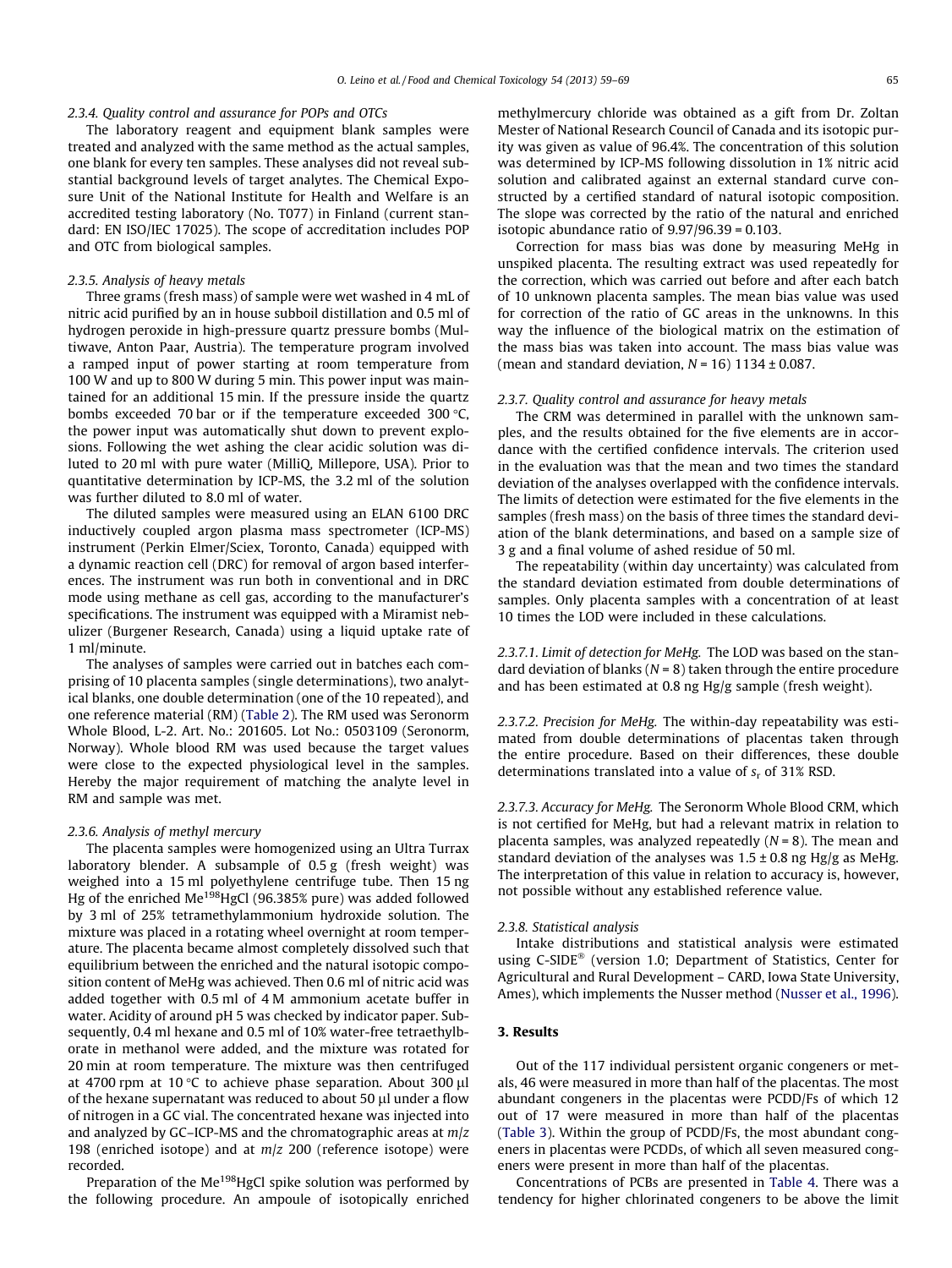#### 2.3.4. Quality control and assurance for POPs and OTCs

The laboratory reagent and equipment blank samples were treated and analyzed with the same method as the actual samples, one blank for every ten samples. These analyses did not reveal substantial background levels of target analytes. The Chemical Exposure Unit of the National Institute for Health and Welfare is an accredited testing laboratory (No. T077) in Finland (current standard: EN ISO/IEC 17025). The scope of accreditation includes POP and OTC from biological samples.

#### 2.3.5. Analysis of heavy metals

Three grams (fresh mass) of sample were wet washed in 4 mL of nitric acid purified by an in house subboil distillation and 0.5 ml of hydrogen peroxide in high-pressure quartz pressure bombs (Multiwave, Anton Paar, Austria). The temperature program involved a ramped input of power starting at room temperature from 100 W and up to 800 W during 5 min. This power input was maintained for an additional 15 min. If the pressure inside the quartz bombs exceeded 70 bar or if the temperature exceeded 300 °C, the power input was automatically shut down to prevent explosions. Following the wet ashing the clear acidic solution was diluted to 20 ml with pure water (MilliQ, Millepore, USA). Prior to quantitative determination by ICP-MS, the 3.2 ml of the solution was further diluted to 8.0 ml of water.

The diluted samples were measured using an ELAN 6100 DRC inductively coupled argon plasma mass spectrometer (ICP-MS) instrument (Perkin Elmer/Sciex, Toronto, Canada) equipped with a dynamic reaction cell (DRC) for removal of argon based interferences. The instrument was run both in conventional and in DRC mode using methane as cell gas, according to the manufacturer's specifications. The instrument was equipped with a Miramist nebulizer (Burgener Research, Canada) using a liquid uptake rate of 1 ml/minute.

The analyses of samples were carried out in batches each comprising of 10 placenta samples (single determinations), two analytical blanks, one double determination (one of the 10 repeated), and one reference material (RM) (Table 2). The RM used was Seronorm Whole Blood, L-2. Art. No.: 201605. Lot No.: 0503109 (Seronorm, Norway). Whole blood RM was used because the target values were close to the expected physiological level in the samples. Hereby the major requirement of matching the analyte level in RM and sample was met.

#### 2.3.6. Analysis of methyl mercury

The placenta samples were homogenized using an Ultra Turrax laboratory blender. A subsample of 0.5 g (fresh weight) was weighed into a 15 ml polyethylene centrifuge tube. Then 15 ng Hg of the enriched $Me^{198}HgCl$ (96.385% pure) was added followed by 3 ml of 25% tetramethylammonium hydroxide solution. The mixture was placed in a rotating wheel overnight at room temperature. The placenta became almost completely dissolved such that equilibrium between the enriched and the natural isotopic composition content of MeHg was achieved. Then 0.6 ml of nitric acid was added together with 0.5 ml of 4 M ammonium acetate buffer in water. Acidity of around pH 5 was checked by indicator paper. Subsequently, 0.4 ml hexane and 0.5 ml of 10% water-free tetraethylborate in methanol were added, and the mixture was rotated for 20 min at room temperature. The mixture was then centrifuged at 4700 rpm at 10 °C to achieve phase separation. About 300 µl of the hexane supernatant was reduced to about 50 µl under a flow of nitrogen in a GC vial. The concentrated hexane was injected into and analyzed by GC–ICP-MS and the chromatographic areas at $m/z$ 198 (enriched isotope) and at $m/z$ 200 (reference isotope) were recorded.

Preparation of the $Me^{198}HgCl$ spike solution was performed by the following procedure. An ampoule of isotopically enriched methylmercury chloride was obtained as a gift from Dr. Zoltan Mester of National Research Council of Canada and its isotopic purity was given as value of 96.4%. The concentration of this solution was determined by ICP-MS following dissolution in 1% nitric acid solution and calibrated against an external standard curve constructed by a certified standard of natural isotopic composition. The slope was corrected by the ratio of the natural and enriched isotopic abundance ratio of 9.97/96.39 = 0.103.

Correction for mass bias was done by measuring MeHg in unspiked placenta. The resulting extract was used repeatedly for the correction, which was carried out before and after each batch of 10 unknown placenta samples. The mean bias value was used for correction of the ratio of GC areas in the unknowns. In this way the influence of the biological matrix on the estimation of the mass bias was taken into account. The mass bias value was (mean and standard deviation, $N$ = 16) 1134 ± 0.087.

#### 2.3.7. Quality control and assurance for heavy metals

The CRM was determined in parallel with the unknown samples, and the results obtained for the five elements are in accordance with the certified confidence intervals. The criterion used in the evaluation was that the mean and two times the standard deviation of the analyses overlapped with the confidence intervals. The limits of detection were estimated for the five elements in the samples (fresh mass) on the basis of three times the standard deviation of the blank determinations, and based on a sample size of 3 g and a final volume of ashed residue of 50 ml.

The repeatability (within day uncertainty) was calculated from the standard deviation estimated from double determinations of samples. Only placenta samples with a concentration of at least 10 times the LOD were included in these calculations.

*2.3.7.1. Limit of detection for MeHg.* The LOD was based on the standard deviation of blanks ($N$ = 8) taken through the entire procedure and has been estimated at 0.8 ng Hg/g sample (fresh weight).

*2.3.7.2. Precision for MeHg.* The within-day repeatability was estimated from double determinations of placentas taken through the entire procedure. Based on their differences, these double determinations translated into a value of $s_r$ of 31% RSD.

*2.3.7.3. Accuracy for MeHg.* The Seronorm Whole Blood CRM, which is not certified for MeHg, but had a relevant matrix in relation to placenta samples, was analyzed repeatedly ($N$ = 8). The mean and standard deviation of the analyses was 1.5 ± 0.8 ng Hg/g as MeHg. The interpretation of this value in relation to accuracy is, however, not possible without any established reference value.

#### 2.3.8. Statistical analysis

Intake distributions and statistical analysis were estimated using C-SIDE® (version 1.0; Department of Statistics, Center for Agricultural and Rural Development – CARD, Iowa State University, Ames), which implements the Nusser method (Nusser et al., 1996).

## 3. Results

Out of the 117 individual persistent organic congeners or metals, 46 were measured in more than half of the placentas. The most abundant congeners in the placentas were PCDD/Fs of which 12 out of 17 were measured in more than half of the placentas (Table 3). Within the group of PCDD/Fs, the most abundant congeners in placentas were PCDDs, of which all seven measured congeners were present in more than half of the placentas.

Concentrations of PCBs are presented in Table 4. There was a tendency for higher chlorinated congeners to be above the limit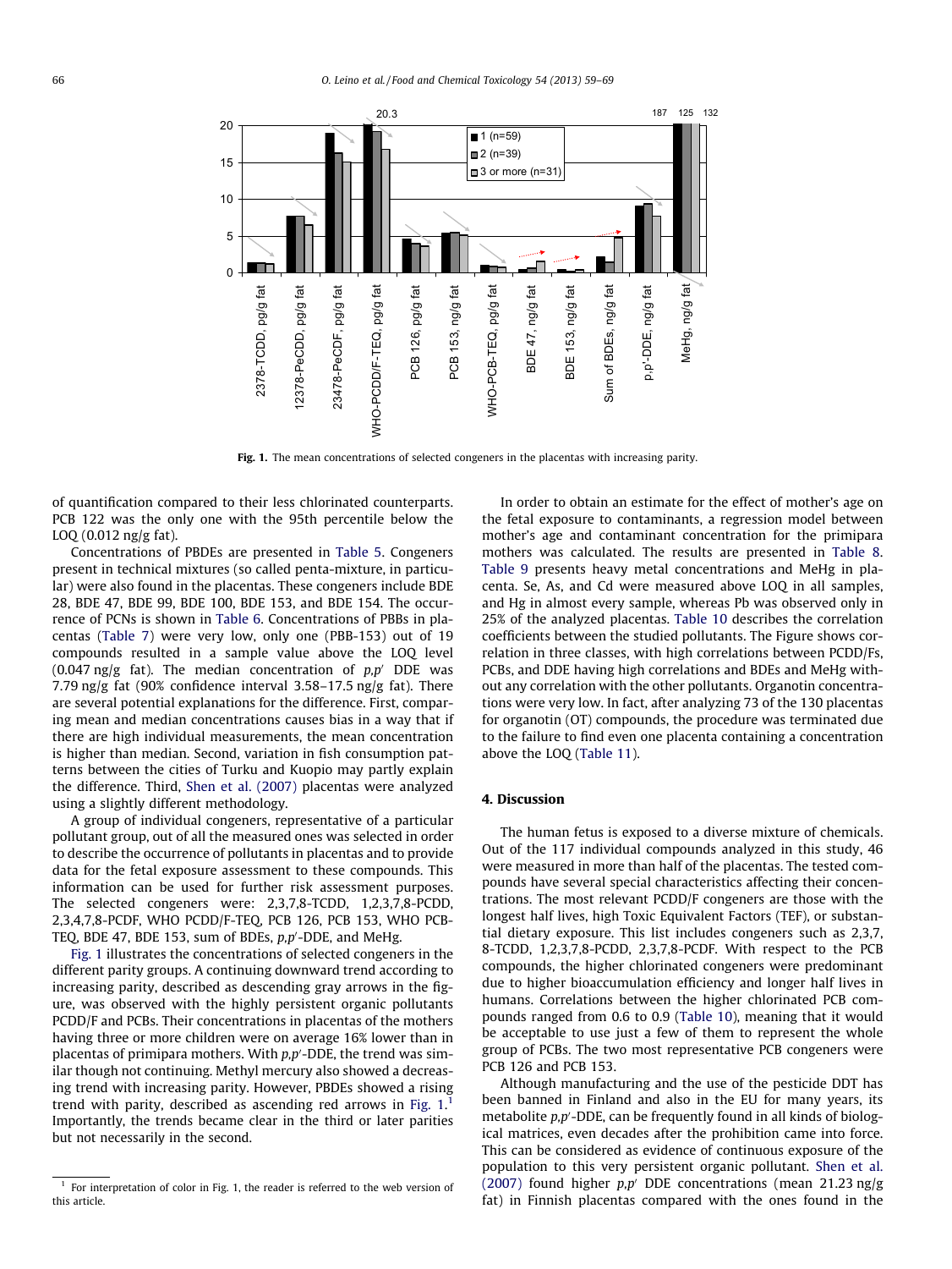Fig. 1. The mean concentrations of selected congeners in the placentas with increasing parity.

of quantification compared to their less chlorinated counterparts. PCB 122 was the only one with the 95th percentile below the LOQ (0.012 ng/g fat).

Concentrations of PBDEs are presented in Table 5. Congeners present in technical mixtures (so called penta-mixture, in particular) were also found in the placentas. These congeners include BDE 28, BDE 47, BDE 99, BDE 100, BDE 153, and BDE 154. The occurrence of PCNs is shown in Table 6. Concentrations of PBBs in placentas (Table 7) were very low, only one (PBB-153) out of 19 compounds resulted in a sample value above the LOQ level (0.047 ng/g fat). The median concentration of *p,p′* DDE was 7.79 ng/g fat (90% confidence interval 3.58–17.5 ng/g fat). There are several potential explanations for the difference. First, comparing mean and median concentrations causes bias in a way that if there are high individual measurements, the mean concentration is higher than median. Second, variation in fish consumption patterns between the cities of Turku and Kuopio may partly explain the difference. Third, Shen et al. (2007) placentas were analyzed using a slightly different methodology.

A group of individual congeners, representative of a particular pollutant group, out of all the measured ones was selected in order to describe the occurrence of pollutants in placentas and to provide data for the fetal exposure assessment to these compounds. This information can be used for further risk assessment purposes. The selected congeners were: 2,3,7,8-TCDD, 1,2,3,7,8-PCDD, 2,3,4,7,8-PCDF, WHO PCDD/F-TEQ, PCB 126, PCB 153, WHO PCB-TEQ, BDE 47, BDE 153, sum of BDEs, *p,p′*-DDE, and MeHg.

Fig. 1 illustrates the concentrations of selected congeners in the different parity groups. A continuing downward trend according to increasing parity, described as descending gray arrows in the figure, was observed with the highly persistent organic pollutants PCDD/F and PCBs. Their concentrations in placentas of the mothers having three or more children were on average 16% lower than in placentas of primipara mothers. With *p,p′*-DDE, the trend was similar though not continuing. Methyl mercury also showed a decreasing trend with increasing parity. However, PBDEs showed a rising trend with parity, described as ascending red arrows in Fig. 1.[1] Importantly, the trends became clear in the third or later parities but not necessarily in the second.

In order to obtain an estimate for the effect of mother's age on the fetal exposure to contaminants, a regression model between mother's age and contaminant concentration for the primipara mothers was calculated. The results are presented in Table 8. Table 9 presents heavy metal concentrations and MeHg in placenta. Se, As, and Cd were measured above LOQ in all samples, and Hg in almost every sample, whereas Pb was observed only in 25% of the analyzed placentas. Table 10 describes the correlation coefficients between the studied pollutants. The Figure shows correlation in three classes, with high correlations between PCDD/Fs, PCBs, and DDE having high correlations and BDEs and MeHg without any correlation with the other pollutants. Organotin concentrations were very low. In fact, after analyzing 73 of the 130 placentas for organotin (OT) compounds, the procedure was terminated due to the failure to find even one placenta containing a concentration above the LOQ (Table 11).

## 4. Discussion

The human fetus is exposed to a diverse mixture of chemicals. Out of the 117 individual compounds analyzed in this study, 46 were measured in more than half of the placentas. The tested compounds have several special characteristics affecting their concentrations. The most relevant PCDD/F congeners are those with the longest half lives, high Toxic Equivalent Factors (TEF), or substantial dietary exposure. This list includes congeners such as 2,3,7,8-TCDD, 1,2,3,7,8-PCDD, 2,3,7,8-PCDF. With respect to the PCB compounds, the higher chlorinated congeners were predominant due to higher bioaccumulation efficiency and longer half lives in humans. Correlations between the higher chlorinated PCB compounds ranged from 0.6 to 0.9 (Table 10), meaning that it would be acceptable to use just a few of them to represent the whole group of PCBs. The two most representative PCB congeners were PCB 126 and PCB 153.

Although manufacturing and the use of the pesticide DDT has been banned in Finland and also in the EU for many years, its metabolite *p,p′*-DDE, can be frequently found in all kinds of biological matrices, even decades after the prohibition came into force. This can be considered as evidence of continuous exposure of the population to this very persistent organic pollutant. Shen et al. (2007) found higher *p,p′* DDE concentrations (mean 21.23 ng/g fat) in Finnish placentas compared with the ones found in the

[1] For interpretation of color in Fig. 1, the reader is referred to the web version of this article.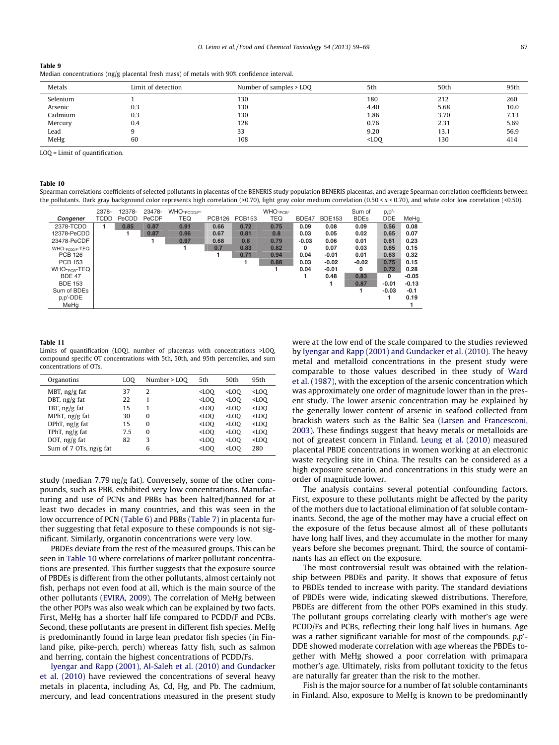**Table 9**
Median concentrations (ng/g placental fresh mass) of metals with 90% confidence interval.

| Metals | Limit of detection | Number of samples > LOQ | 5th | 50th | 95th |
|---|---|---|---|---|---|
| Selenium | 1 | 130 | 180 | 212 | 260 |
| Arsenic | 0.3 | 130 | 4.40 | 5.68 | 10.0 |
| Cadmium | 0.3 | 130 | 1.86 | 3.70 | 7.13 |
| Mercury | 0.4 | 128 | 0.76 | 2.31 | 5.69 |
| Lead | 9 | 33 | 9.20 | 13.1 | 56.9 |
| MeHg | 60 | 108 | <LOQ | 130 | 414 |

LOQ = Limit of quantification.

**Table 10**
Spearman correlations coefficients of selected pollutants in placentas of the BENERIS study population BENERIS placentas, and average Spearman correlation coefficients between the pollutants. Dark gray background color represents high correlation (>0.70), light gray color medium correlation (0.50 < x < 0.70), and white color low correlation (<0.50).

| Congener | 2378-TCDD | 12378-PeCDD | 23478-PeCDF | WHO-PCDD/F-TEQ | PCB126 | PCB153 | WHO-PCB-TEQ | BDE47 | BDE153 | Sum of BDEs | p,p'-DDE | MeHg |
|---|---|---|---|---|---|---|---|---|---|---|---|---|
| 2378-TCDD | 1 | 0.85 | 0.87 | 0.91 | 0.66 | 0.72 | 0.75 | 0.09 | 0.08 | 0.09 | 0.56 | 0.08 |
| 12378-PeCDD | | 1 | 0.87 | 0.96 | 0.67 | 0.81 | 0.8 | 0.03 | 0.05 | 0.02 | 0.65 | 0.07 |
| 23478-PeCDF | | | 1 | 0.97 | 0.68 | 0.8 | 0.79 | -0.03 | 0.06 | 0.01 | 0.61 | 0.23 |
| WHO-PCDD/F-TEQ | | | | 1 | 0.7 | 0.83 | 0.82 | 0 | 0.07 | 0.03 | 0.65 | 0.15 |
| PCB 126 | | | | | 1 | 0.71 | 0.94 | 0.04 | -0.01 | 0.01 | 0.63 | 0.32 |
| PCB 153 | | | | | | 1 | 0.88 | 0.03 | -0.02 | -0.02 | 0.75 | 0.15 |
| WHO-PCB-TEQ | | | | | | | 1 | 0.04 | -0.01 | 0 | 0.72 | 0.28 |
| BDE 47 | | | | | | | | 1 | 0.48 | 0.83 | 0 | -0.05 |
| BDE 153 | | | | | | | | | 1 | 0.87 | -0.01 | -0.13 |
| Sum of BDEs | | | | | | | | | | 1 | -0.03 | -0.1 |
| p,p'-DDE | | | | | | | | | | | 1 | 0.19 |
| MeHg | | | | | | | | | | | | 1 |

**Table 11**
Limits of quantification (LOQ), number of placentas with concentrations >LOQ, compound specific OT concentrations with 5th, 50th, and 95th percentiles, and sum concentrations of OTs.

| Organotins | LOQ | Number > LOQ | 5th | 50th | 95th |
|---|---|---|---|---|---|
| MBT, ng/g fat | 37 | 2 | <LOQ | <LOQ | <LOQ |
| DBT, ng/g fat | 22 | 1 | <LOQ | <LOQ | <LOQ |
| TBT, ng/g fat | 15 | 1 | <LOQ | <LOQ | <LOQ |
| MPhT, ng/g fat | 30 | 0 | <LOQ | <LOQ | <LOQ |
| DPhT, ng/g fat | 15 | 0 | <LOQ | <LOQ | <LOQ |
| TPhT, ng/g fat | 7.5 | 0 | <LOQ | <LOQ | <LOQ |
| DOT, ng/g fat | 82 | 3 | <LOQ | <LOQ | <LOQ |
| Sum of 7 OTs, ng/g fat | | 6 | <LOQ | <LOQ | 280 |

study (median 7.79 ng/g fat). Conversely, some of the other compounds, such as PBB, exhibited very low concentrations. Manufacturing and use of PCNs and PBBs has been halted/banned for at least two decades in many countries, and this was seen in the low occurrence of PCN (Table 6) and PBBs (Table 7) in placenta further suggesting that fetal exposure to these compounds is not significant. Similarly, organotin concentrations were very low.

PBDEs deviate from the rest of the measured groups. This can be seen in Table 10 where correlations of marker pollutant concentrations are presented. This further suggests that the exposure source of PBDEs is different from the other pollutants, almost certainly not fish, perhaps not even food at all, which is the main source of the other pollutants (EVIRA, 2009). The correlation of MeHg between the other POPs was also weak which can be explained by two facts. First, MeHg has a shorter half life compared to PCDD/F and PCBs. Second, these pollutants are present in different fish species. MeHg is predominantly found in large lean predator fish species (in Finland pike, pike-perch, perch) whereas fatty fish, such as salmon and herring, contain the highest concentrations of PCDD/Fs.

Iyengar and Rapp (2001), Al-Saleh et al. (2010) and Gundacker et al. (2010) have reviewed the concentrations of several heavy metals in placenta, including As, Cd, Hg, and Pb. The cadmium, mercury, and lead concentrations measured in the present study were at the low end of the scale compared to the studies reviewed by Iyengar and Rapp (2001) and Gundacker et al. (2010). The heavy metal and metalloid concentrations in the present study were comparable to those values described in thee study of Ward et al. (1987), with the exception of the arsenic concentration which was approximately one order of magnitude lower than in the present study. The lower arsenic concentration may be explained by the generally lower content of arsenic in seafood collected from brackish waters such as the Baltic Sea (Larsen and Francesconi, 2003). These findings suggest that heavy metals or metalloids are not of greatest concern in Finland. Leung et al. (2010) measured placental PBDE concentrations in women working at an electronic waste recycling site in China. The results can be considered as a high exposure scenario, and concentrations in this study were an order of magnitude lower.

The analysis contains several potential confounding factors. First, exposure to these pollutants might be affected by the parity of the mothers due to lactational elimination of fat soluble contaminants. Second, the age of the mother may have a crucial effect on the exposure of the fetus because almost all of these pollutants have long half lives, and they accumulate in the mother for many years before she becomes pregnant. Third, the source of contaminants has an effect on the exposure.

The most controversial result was obtained with the relationship between PBDEs and parity. It shows that exposure of fetus to PBDEs tended to increase with parity. The standard deviations of PBDEs were wide, indicating skewed distributions. Therefore, PBDEs are different from the other POPs examined in this study. The pollutant groups correlating clearly with mother's age were PCDD/Fs and PCBs, reflecting their long half lives in humans. Age was a rather significant variable for most of the compounds. *p,p'*-DDE showed moderate correlation with age whereas the PBDEs together with MeHg showed a poor correlation with primapara mother's age. Ultimately, risks from pollutant toxicity to the fetus are naturally far greater than the risk to the mother.

Fish is the major source for a number of fat soluble contaminants in Finland. Also, exposure to MeHg is known to be predominantly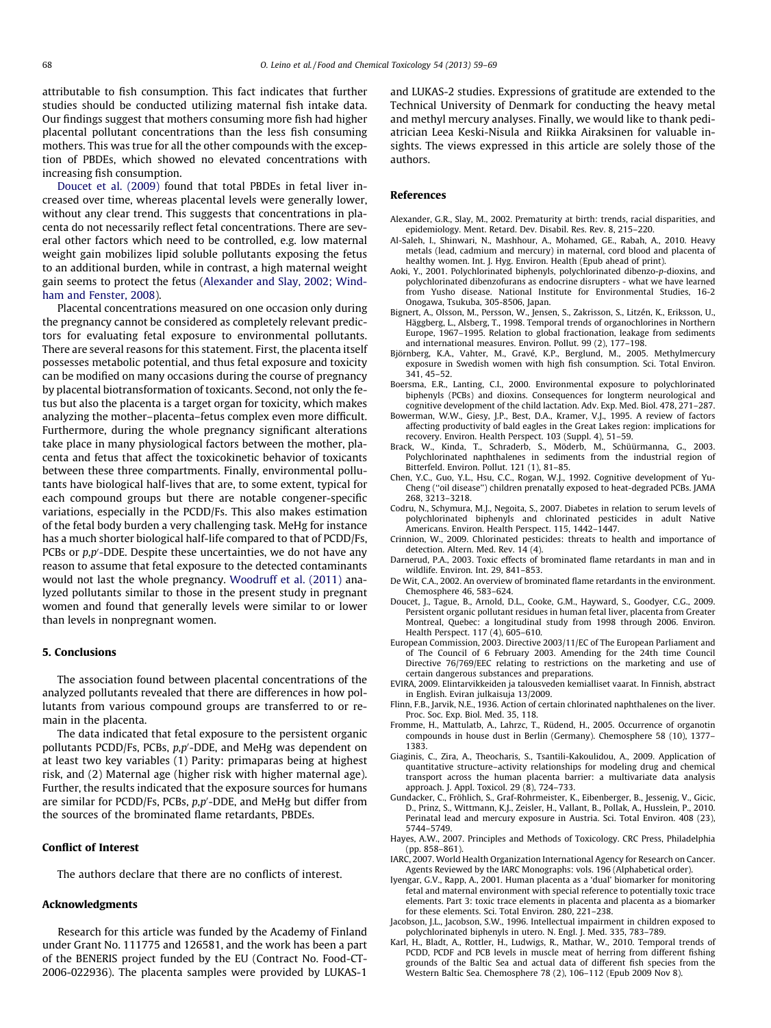attributable to fish consumption. This fact indicates that further studies should be conducted utilizing maternal fish intake data. Our findings suggest that mothers consuming more fish had higher placental pollutant concentrations than the less fish consuming mothers. This was true for all the other compounds with the exception of PBDEs, which showed no elevated concentrations with increasing fish consumption.

Doucet et al. (2009) found that total PBDEs in fetal liver increased over time, whereas placental levels were generally lower, without any clear trend. This suggests that concentrations in placenta do not necessarily reflect fetal concentrations. There are several other factors which need to be controlled, e.g. low maternal weight gain mobilizes lipid soluble pollutants exposing the fetus to an additional burden, while in contrast, a high maternal weight gain seems to protect the fetus (Alexander and Slay, 2002; Windham and Fenster, 2008).

Placental concentrations measured on one occasion only during the pregnancy cannot be considered as completely relevant predictors for evaluating fetal exposure to environmental pollutants. There are several reasons for this statement. First, the placenta itself possesses metabolic potential, and thus fetal exposure and toxicity can be modified on many occasions during the course of pregnancy by placental biotransformation of toxicants. Second, not only the fetus but also the placenta is a target organ for toxicity, which makes analyzing the mother–placenta–fetus complex even more difficult. Furthermore, during the whole pregnancy significant alterations take place in many physiological factors between the mother, placenta and fetus that affect the toxicokinetic behavior of toxicants between these three compartments. Finally, environmental pollutants have biological half-lives that are, to some extent, typical for each compound groups but there are notable congener-specific variations, especially in the PCDD/Fs. This also makes estimation of the fetal body burden a very challenging task. MeHg for instance has a much shorter biological half-life compared to that of PCDD/Fs, PCBs or *p,p′*-DDE. Despite these uncertainties, we do not have any reason to assume that fetal exposure to the detected contaminants would not last the whole pregnancy. Woodruff et al. (2011) analyzed pollutants similar to those in the present study in pregnant women and found that generally levels were similar to or lower than levels in nonpregnant women.

## 5. Conclusions

The association found between placental concentrations of the analyzed pollutants revealed that there are differences in how pollutants from various compound groups are transferred to or remain in the placenta.

The data indicated that fetal exposure to the persistent organic pollutants PCDD/Fs, PCBs, *p,p′*-DDE, and MeHg was dependent on at least two key variables (1) Parity: primaparas being at highest risk, and (2) Maternal age (higher risk with higher maternal age). Further, the results indicated that the exposure sources for humans are similar for PCDD/Fs, PCBs, *p,p′*-DDE, and MeHg but differ from the sources of the brominated flame retardants, PBDEs.

## Conflict of Interest

The authors declare that there are no conflicts of interest.

## Acknowledgments

Research for this article was funded by the Academy of Finland under Grant No. 111775 and 126581, and the work has been a part of the BENERIS project funded by the EU (Contract No. Food-CT-2006-022936). The placenta samples were provided by LUKAS-1 and LUKAS-2 studies. Expressions of gratitude are extended to the Technical University of Denmark for conducting the heavy metal and methyl mercury analyses. Finally, we would like to thank pediatrician Leea Keski-Nisula and Riikka Airaksinen for valuable insights. The views expressed in this article are solely those of the authors.

## References

Alexander, G.R., Slay, M., 2002. Prematurity at birth: trends, racial disparities, and epidemiology. Ment. Retard. Dev. Disabil. Res. Rev. 8, 215–220.

Al-Saleh, I., Shinwari, N., Mashhour, A., Mohamed, GE., Rabah, A., 2010. Heavy metals (lead, cadmium and mercury) in maternal, cord blood and placenta of healthy women. Int. J. Hyg. Environ. Health (Epub ahead of print).

Aoki, Y., 2001. Polychlorinated biphenyls, polychlorinated dibenzo-p-dioxins, and polychlorinated dibenzofurans as endocrine disrupters - what we have learned from Yusho disease. National Institute for Environmental Studies, 16-2 Onogawa, Tsukuba, 305-8506, Japan.

Bignert, A., Olsson, M., Persson, W., Jensen, S., Zakrisson, S., Litzén, K., Eriksson, U., Häggberg, L., Alsberg, T., 1998. Temporal trends of organochlorines in Northern Europe, 1967–1995. Relation to global fractionation, leakage from sediments and international measures. Environ. Pollut. 99 (2), 177–198.

Björnberg, K.A., Vahter, M., Gravé, K.P., Berglund, M., 2005. Methylmercury exposure in Swedish women with high fish consumption. Sci. Total Environ. 341, 45–52.

Boersma, E.R., Lanting, C.I., 2000. Environmental exposure to polychlorinated biphenyls (PCBs) and dioxins. Consequences for longterm neurological and cognitive development of the child lactation. Adv. Exp. Med. Biol. 478, 271–287.

Bowerman, W.W., Giesy, J.P., Best, D.A., Kramer, V.J., 1995. A review of factors affecting productivity of bald eagles in the Great Lakes region: implications for recovery. Environ. Health Perspect. 103 (Suppl. 4), 51–59.

Brack, W., Kinda, T., Schraderb, S., Möderb, M., Schüürmanna, G., 2003. Polychlorinated naphthalenes in sediments from the industrial region of Bitterfeld. Environ. Pollut. 121 (1), 81–85.

Chen, Y.C., Guo, Y.L., Hsu, C.C., Rogan, W.J., 1992. Cognitive development of Yu-Cheng (''oil disease'') children prenatally exposed to heat-degraded PCBs. JAMA 268, 3213–3218.

Codru, N., Schymura, M.J., Negoita, S., 2007. Diabetes in relation to serum levels of polychlorinated biphenyls and chlorinated pesticides in adult Native Americans. Environ. Health Perspect. 115, 1442–1447.

Crinnion, W., 2009. Chlorinated pesticides: threats to health and importance of detection. Altern. Med. Rev. 14 (4).

Darnerud, P.A., 2003. Toxic effects of brominated flame retardants in man and in wildlife. Environ. Int. 29, 841–853.

De Wit, C.A., 2002. An overview of brominated flame retardants in the environment. Chemosphere 46, 583–624.

Doucet, J., Tague, B., Arnold, D.L., Cooke, G.M., Hayward, S., Goodyer, C.G., 2009. Persistent organic pollutant residues in human fetal liver, placenta from Greater Montreal, Quebec: a longitudinal study from 1998 through 2006. Environ. Health Perspect. 117 (4), 605–610.

European Commission, 2003. Directive 2003/11/EC of The European Parliament and of The Council of 6 February 2003. Amending for the 24th time Council Directive 76/769/EEC relating to restrictions on the marketing and use of certain dangerous substances and preparations.

EVIRA, 2009. Elintarvikkeiden ja talousveden kemialliset vaarat. In Finnish, abstract in English. Eviran julkaisuja 13/2009.

Flinn, F.B., Jarvik, N.E., 1936. Action of certain chlorinated naphthalenes on the liver. Proc. Soc. Exp. Biol. Med. 35, 118.

Fromme, H., Mattulatb, A., Lahrzc, T., Rüdend, H., 2005. Occurrence of organotin compounds in house dust in Berlin (Germany). Chemosphere 58 (10), 1377–1383.

Giaginis, C., Zira, A., Theocharis, S., Tsantili-Kakoulidou, A., 2009. Application of quantitative structure–activity relationships for modeling drug and chemical transport across the human placenta barrier: a multivariate data analysis approach. J. Appl. Toxicol. 29 (8), 724–733.

Gundacker, C., Fröhlich, S., Graf-Rohrmeister, K., Eibenberger, B., Jessenig, V., Gicic, D., Prinz, S., Wittmann, K.J., Zeisler, H., Vallant, B., Pollak, A., Husslein, P., 2010. Perinatal lead and mercury exposure in Austria. Sci. Total Environ. 408 (23), 5744–5749.

Hayes, A.W., 2007. Principles and Methods of Toxicology. CRC Press, Philadelphia (pp. 858–861).

IARC, 2007. World Health Organization International Agency for Research on Cancer. Agents Reviewed by the IARC Monographs: vols. 196 (Alphabetical order).

Iyengar, G.V., Rapp, A., 2001. Human placenta as a 'dual' biomarker for monitoring fetal and maternal environment with special reference to potentially toxic trace elements. Part 3: toxic trace elements in placenta and placenta as a biomarker for these elements. Sci. Total Environ. 280, 221–238.

Jacobson, J.L., Jacobson, S.W., 1996. Intellectual impairment in children exposed to polychlorinated biphenyls in utero. N. Engl. J. Med. 335, 783–789.

Karl, H., Bladt, A., Rottler, H., Ludwigs, R., Mathar, W., 2010. Temporal trends of PCDD, PCDF and PCB levels in muscle meat of herring from different fishing grounds of the Baltic Sea and actual data of different fish species from the Western Baltic Sea. Chemosphere 78 (2), 106–112 (Epub 2009 Nov 8).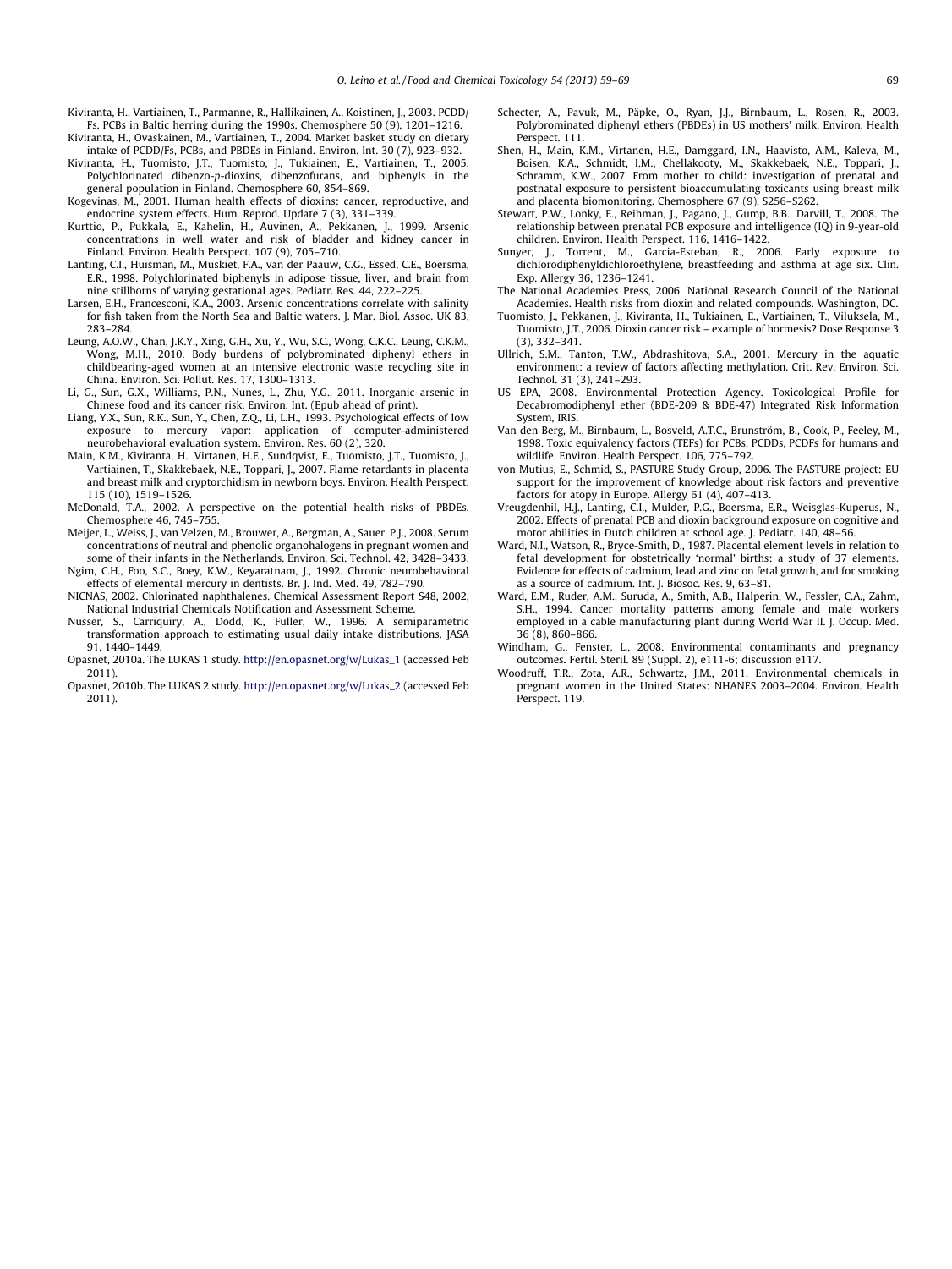Kiviranta, H., Vartiainen, T., Parmanne, R., Hallikainen, A., Koistinen, J., 2003. PCDD/Fs, PCBs in Baltic herring during the 1990s. Chemosphere 50 (9), 1201–1216.

Kiviranta, H., Ovaskainen, M., Vartiainen, T., 2004. Market basket study on dietary intake of PCDD/Fs, PCBs, and PBDEs in Finland. Environ. Int. 30 (7), 923–932.

Kiviranta, H., Tuomisto, J.T., Tuomisto, J., Tukiainen, E., Vartiainen, T., 2005. Polychlorinated dibenzo-*p*-dioxins, dibenzofurans, and biphenyls in the general population in Finland. Chemosphere 60, 854–869.

Kogevinas, M., 2001. Human health effects of dioxins: cancer, reproductive, and endocrine system effects. Hum. Reprod. Update 7 (3), 331–339.

Kurttio, P., Pukkala, E., Kahelin, H., Auvinen, A., Pekkanen, J., 1999. Arsenic concentrations in well water and risk of bladder and kidney cancer in Finland. Environ. Health Perspect. 107 (9), 705–710.

Lanting, C.I., Huisman, M., Muskiet, F.A., van der Paauw, C.G., Essed, C.E., Boersma, E.R., 1998. Polychlorinated biphenyls in adipose tissue, liver, and brain from nine stillborns of varying gestational ages. Pediatr. Res. 44, 222–225.

Larsen, E.H., Francesconi, K.A., 2003. Arsenic concentrations correlate with salinity for fish taken from the North Sea and Baltic waters. J. Mar. Biol. Assoc. UK 83, 283–284.

Leung, A.O.W., Chan, J.K.Y., Xing, G.H., Xu, Y., Wu, S.C., Wong, C.K.C., Leung, C.K.M., Wong, M.H., 2010. Body burdens of polybrominated diphenyl ethers in childbearing-aged women at an intensive electronic waste recycling site in China. Environ. Sci. Pollut. Res. 17, 1300–1313.

Li, G., Sun, G.X., Williams, P.N., Nunes, L., Zhu, Y.G., 2011. Inorganic arsenic in Chinese food and its cancer risk. Environ. Int. (Epub ahead of print).

Liang, Y.X., Sun, R.K., Sun, Y., Chen, Z.Q., Li, L.H., 1993. Psychological effects of low exposure to mercury vapor: application of computer-administered neurobehavioral evaluation system. Environ. Res. 60 (2), 320.

Main, K.M., Kiviranta, H., Virtanen, H.E., Sundqvist, E., Tuomisto, J.T., Tuomisto, J., Vartiainen, T., Skakkebaek, N.E., Toppari, J., 2007. Flame retardants in placenta and breast milk and cryptorchidism in newborn boys. Environ. Health Perspect. 115 (10), 1519–1526.

McDonald, T.A., 2002. A perspective on the potential health risks of PBDEs. Chemosphere 46, 745–755.

Meijer, L., Weiss, J., van Velzen, M., Brouwer, A., Bergman, A., Sauer, P.J., 2008. Serum concentrations of neutral and phenolic organohalogens in pregnant women and some of their infants in the Netherlands. Environ. Sci. Technol. 42, 3428–3433.

Ngim, C.H., Foo, S.C., Boey, K.W., Keyaratnam, J., 1992. Chronic neurobehavioral effects of elemental mercury in dentists. Br. J. Ind. Med. 49, 782–790.

NICNAS, 2002. Chlorinated naphthalenes. Chemical Assessment Report S48, 2002, National Industrial Chemicals Notification and Assessment Scheme.

Nusser, S., Carriquiry, A., Dodd, K., Fuller, W., 1996. A semiparametric transformation approach to estimating usual daily intake distributions. JASA 91, 1440–1449.

Opasnet, 2010a. The LUKAS 1 study. http://en.opasnet.org/w/Lukas_1 (accessed Feb 2011).

Opasnet, 2010b. The LUKAS 2 study. http://en.opasnet.org/w/Lukas_2 (accessed Feb 2011).

Schecter, A., Pavuk, M., Päpke, O., Ryan, J.J., Birnbaum, L., Rosen, R., 2003. Polybrominated diphenyl ethers (PBDEs) in US mothers' milk. Environ. Health Perspect. 111.

Shen, H., Main, K.M., Virtanen, H.E., Damggard, I.N., Haavisto, A.M., Kaleva, M., Boisen, K.A., Schmidt, I.M., Chellakooty, M., Skakkebaek, N.E., Toppari, J., Schramm, K.W., 2007. From mother to child: investigation of prenatal and postnatal exposure to persistent bioaccumulating toxicants using breast milk and placenta biomonitoring. Chemosphere 67 (9), S256–S262.

Stewart, P.W., Lonky, E., Reihman, J., Pagano, J., Gump, B.B., Darvill, T., 2008. The relationship between prenatal PCB exposure and intelligence (IQ) in 9-year-old children. Environ. Health Perspect. 116, 1416–1422.

Sunyer, J., Torrent, M., Garcia-Esteban, R., 2006. Early exposure to dichlorodiphenyldichloroethylene, breastfeeding and asthma at age six. Clin. Exp. Allergy 36, 1236–1241.

The National Academies Press, 2006. National Research Council of the National Academies. Health risks from dioxin and related compounds. Washington, DC.

Tuomisto, J., Pekkanen, J., Kiviranta, H., Tukiainen, E., Vartiainen, T., Viluksela, M., Tuomisto, J.T., 2006. Dioxin cancer risk – example of hormesis? Dose Response 3 (3), 332–341.

Ullrich, S.M., Tanton, T.W., Abdrashitova, S.A., 2001. Mercury in the aquatic environment: a review of factors affecting methylation. Crit. Rev. Environ. Sci. Technol. 31 (3), 241–293.

US EPA, 2008. Environmental Protection Agency. Toxicological Profile for Decabromodiphenyl ether (BDE-209 & BDE-47) Integrated Risk Information System, IRIS.

Van den Berg, M., Birnbaum, L., Bosveld, A.T.C., Brunström, B., Cook, P., Feeley, M., 1998. Toxic equivalency factors (TEFs) for PCBs, PCDDs, PCDFs for humans and wildlife. Environ. Health Perspect. 106, 775–792.

von Mutius, E., Schmid, S., PASTURE Study Group, 2006. The PASTURE project: EU support for the improvement of knowledge about risk factors and preventive factors for atopy in Europe. Allergy 61 (4), 407–413.

Vreugdenhil, H.J., Lanting, C.I., Mulder, P.G., Boersma, E.R., Weisglas-Kuperus, N., 2002. Effects of prenatal PCB and dioxin background exposure on cognitive and motor abilities in Dutch children at school age. J. Pediatr. 140, 48–56.

Ward, N.I., Watson, R., Bryce-Smith, D., 1987. Placental element levels in relation to fetal development for obstetrically 'normal' births: a study of 37 elements. Evidence for effects of cadmium, lead and zinc on fetal growth, and for smoking as a source of cadmium. Int. J. Biosoc. Res. 9, 63–81.

Ward, E.M., Ruder, A.M., Suruda, A., Smith, A.B., Halperin, W., Fessler, C.A., Zahm, S.H., 1994. Cancer mortality patterns among female and male workers employed in a cable manufacturing plant during World War II. J. Occup. Med. 36 (8), 860–866.

Windham, G., Fenster, L., 2008. Environmental contaminants and pregnancy outcomes. Fertil. Steril. 89 (Suppl. 2), e111-6; discussion e117.

Woodruff, T.R., Zota, A.R., Schwartz, J.M., 2011. Environmental chemicals in pregnant women in the United States: NHANES 2003–2004. Environ. Health Perspect. 119.